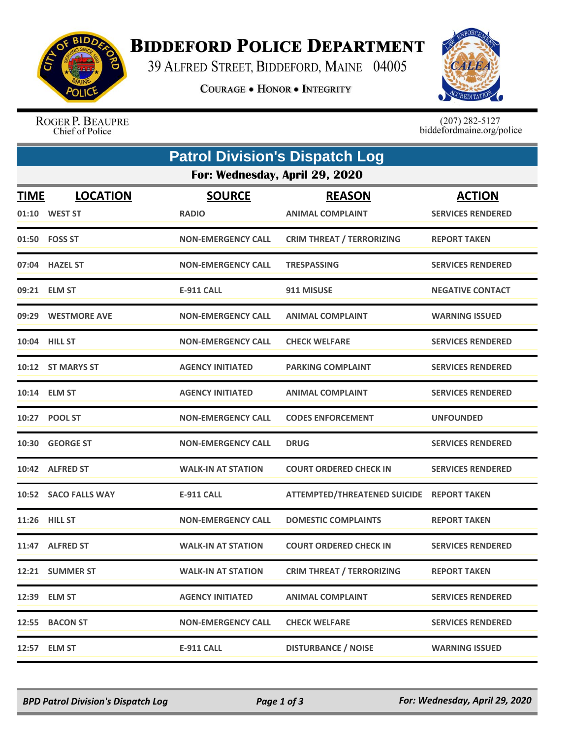# Biddeford Police Department

39 Alfred Street, Biddeford, Maine 04005

Courage • Honor • Integrity

Roger P. Beaupre
Chief of Police

(207) 282-5127
biddefordmaine.org/police

## Patrol Division's Dispatch Log

### For: Wednesday, April 29, 2020

| TIME | LOCATION | SOURCE | REASON | ACTION |
|---|---|---|---|---|
| 01:10 | WEST ST | RADIO | ANIMAL COMPLAINT | SERVICES RENDERED |
| 01:50 | FOSS ST | NON-EMERGENCY CALL | CRIM THREAT / TERRORIZING | REPORT TAKEN |
| 07:04 | HAZEL ST | NON-EMERGENCY CALL | TRESPASSING | SERVICES RENDERED |
| 09:21 | ELM ST | E-911 CALL | 911 MISUSE | NEGATIVE CONTACT |
| 09:29 | WESTMORE AVE | NON-EMERGENCY CALL | ANIMAL COMPLAINT | WARNING ISSUED |
| 10:04 | HILL ST | NON-EMERGENCY CALL | CHECK WELFARE | SERVICES RENDERED |
| 10:12 | ST MARYS ST | AGENCY INITIATED | PARKING COMPLAINT | SERVICES RENDERED |
| 10:14 | ELM ST | AGENCY INITIATED | ANIMAL COMPLAINT | SERVICES RENDERED |
| 10:27 | POOL ST | NON-EMERGENCY CALL | CODES ENFORCEMENT | UNFOUNDED |
| 10:30 | GEORGE ST | NON-EMERGENCY CALL | DRUG | SERVICES RENDERED |
| 10:42 | ALFRED ST | WALK-IN AT STATION | COURT ORDERED CHECK IN | SERVICES RENDERED |
| 10:52 | SACO FALLS WAY | E-911 CALL | ATTEMPTED/THREATENED SUICIDE | REPORT TAKEN |
| 11:26 | HILL ST | NON-EMERGENCY CALL | DOMESTIC COMPLAINTS | REPORT TAKEN |
| 11:47 | ALFRED ST | WALK-IN AT STATION | COURT ORDERED CHECK IN | SERVICES RENDERED |
| 12:21 | SUMMER ST | WALK-IN AT STATION | CRIM THREAT / TERRORIZING | REPORT TAKEN |
| 12:39 | ELM ST | AGENCY INITIATED | ANIMAL COMPLAINT | SERVICES RENDERED |
| 12:55 | BACON ST | NON-EMERGENCY CALL | CHECK WELFARE | SERVICES RENDERED |
| 12:57 | ELM ST | E-911 CALL | DISTURBANCE / NOISE | WARNING ISSUED |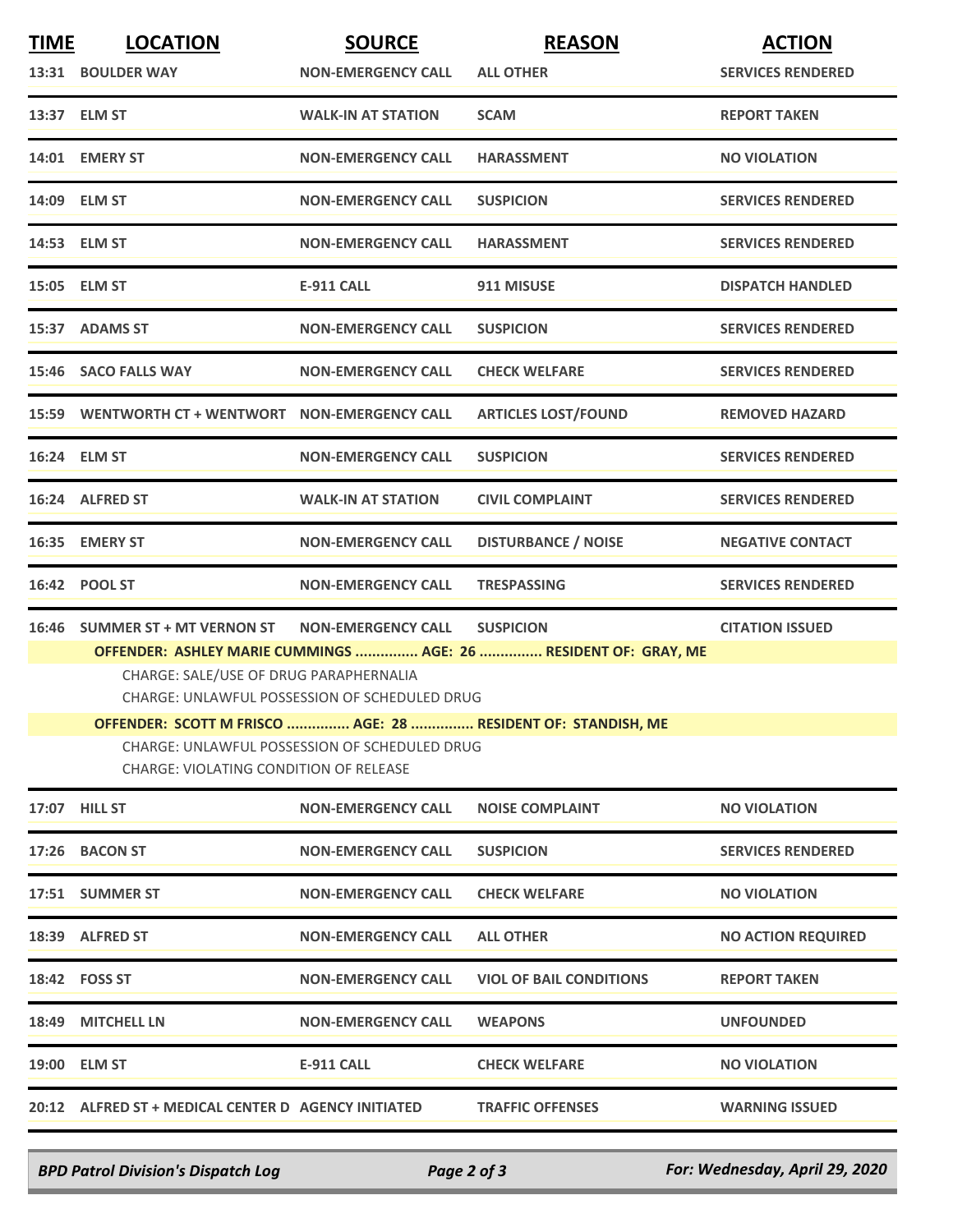| TIME | LOCATION | SOURCE | REASON | ACTION |
|---|---|---|---|---|
| 13:31 | BOULDER WAY | NON-EMERGENCY CALL | ALL OTHER | SERVICES RENDERED |
| 13:37 | ELM ST | WALK-IN AT STATION | SCAM | REPORT TAKEN |
| 14:01 | EMERY ST | NON-EMERGENCY CALL | HARASSMENT | NO VIOLATION |
| 14:09 | ELM ST | NON-EMERGENCY CALL | SUSPICION | SERVICES RENDERED |
| 14:53 | ELM ST | NON-EMERGENCY CALL | HARASSMENT | SERVICES RENDERED |
| 15:05 | ELM ST | E-911 CALL | 911 MISUSE | DISPATCH HANDLED |
| 15:37 | ADAMS ST | NON-EMERGENCY CALL | SUSPICION | SERVICES RENDERED |
| 15:46 | SACO FALLS WAY | NON-EMERGENCY CALL | CHECK WELFARE | SERVICES RENDERED |
| 15:59 | WENTWORTH CT + WENTWORT | NON-EMERGENCY CALL | ARTICLES LOST/FOUND | REMOVED HAZARD |
| 16:24 | ELM ST | NON-EMERGENCY CALL | SUSPICION | SERVICES RENDERED |
| 16:24 | ALFRED ST | WALK-IN AT STATION | CIVIL COMPLAINT | SERVICES RENDERED |
| 16:35 | EMERY ST | NON-EMERGENCY CALL | DISTURBANCE / NOISE | NEGATIVE CONTACT |
| 16:42 | POOL ST | NON-EMERGENCY CALL | TRESPASSING | SERVICES RENDERED |
| 16:46 | SUMMER ST + MT VERNON ST | NON-EMERGENCY CALL | SUSPICION | CITATION ISSUED |

**OFFENDER: ASHLEY MARIE CUMMINGS ............... AGE: 26 ............... RESIDENT OF: GRAY, ME**

CHARGE: SALE/USE OF DRUG PARAPHERNALIA
CHARGE: UNLAWFUL POSSESSION OF SCHEDULED DRUG

**OFFENDER: SCOTT M FRISCO ............... AGE: 28 ............... RESIDENT OF: STANDISH, ME**

CHARGE: UNLAWFUL POSSESSION OF SCHEDULED DRUG
CHARGE: VIOLATING CONDITION OF RELEASE

| TIME | LOCATION | SOURCE | REASON | ACTION |
|---|---|---|---|---|
| 17:07 | HILL ST | NON-EMERGENCY CALL | NOISE COMPLAINT | NO VIOLATION |
| 17:26 | BACON ST | NON-EMERGENCY CALL | SUSPICION | SERVICES RENDERED |
| 17:51 | SUMMER ST | NON-EMERGENCY CALL | CHECK WELFARE | NO VIOLATION |
| 18:39 | ALFRED ST | NON-EMERGENCY CALL | ALL OTHER | NO ACTION REQUIRED |
| 18:42 | FOSS ST | NON-EMERGENCY CALL | VIOL OF BAIL CONDITIONS | REPORT TAKEN |
| 18:49 | MITCHELL LN | NON-EMERGENCY CALL | WEAPONS | UNFOUNDED |
| 19:00 | ELM ST | E-911 CALL | CHECK WELFARE | NO VIOLATION |
| 20:12 | ALFRED ST + MEDICAL CENTER D | AGENCY INITIATED | TRAFFIC OFFENSES | WARNING ISSUED |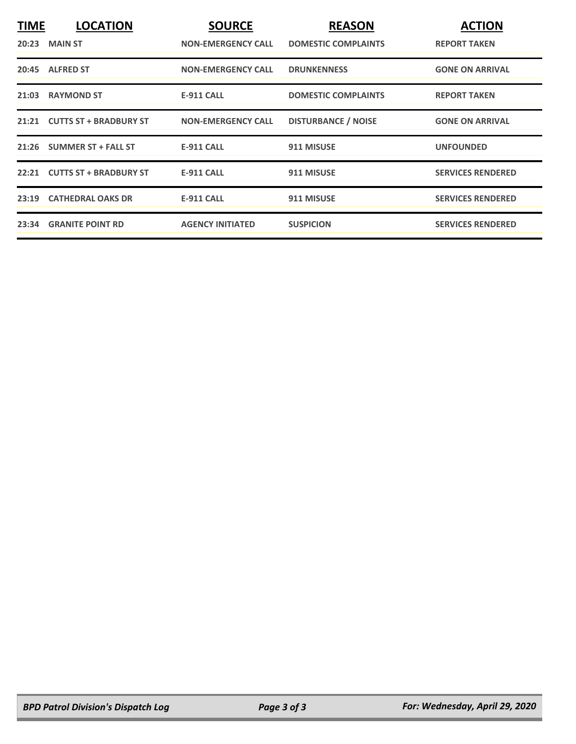| TIME | LOCATION | SOURCE | REASON | ACTION |
| --- | --- | --- | --- | --- |
| 20:23 | MAIN ST | NON-EMERGENCY CALL | DOMESTIC COMPLAINTS | REPORT TAKEN |
| 20:45 | ALFRED ST | NON-EMERGENCY CALL | DRUNKENNESS | GONE ON ARRIVAL |
| 21:03 | RAYMOND ST | E-911 CALL | DOMESTIC COMPLAINTS | REPORT TAKEN |
| 21:21 | CUTTS ST + BRADBURY ST | NON-EMERGENCY CALL | DISTURBANCE / NOISE | GONE ON ARRIVAL |
| 21:26 | SUMMER ST + FALL ST | E-911 CALL | 911 MISUSE | UNFOUNDED |
| 22:21 | CUTTS ST + BRADBURY ST | E-911 CALL | 911 MISUSE | SERVICES RENDERED |
| 23:19 | CATHEDRAL OAKS DR | E-911 CALL | 911 MISUSE | SERVICES RENDERED |
| 23:34 | GRANITE POINT RD | AGENCY INITIATED | SUSPICION | SERVICES RENDERED |